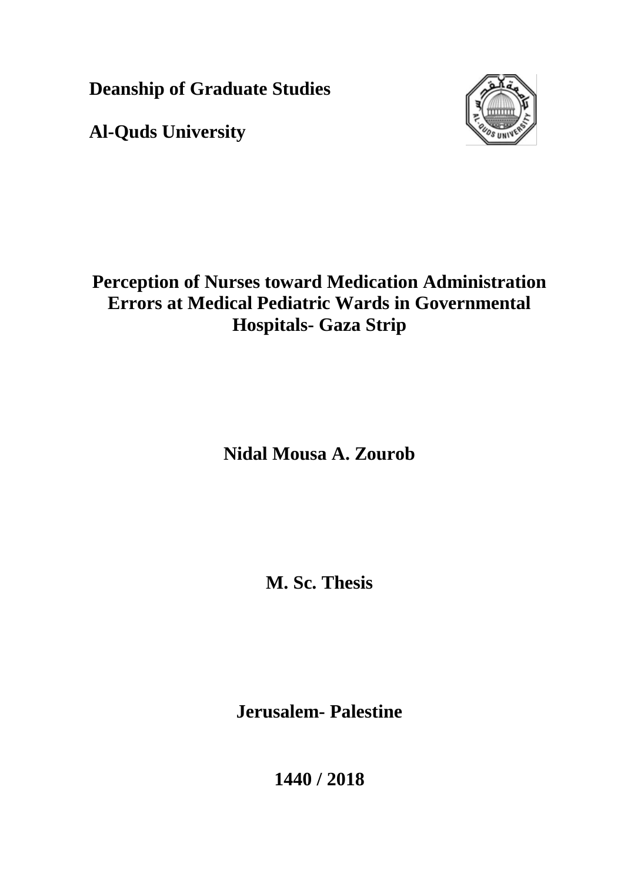**Deanship of Graduate Studies**

**Al-Quds University**

# Perception of Nurses toward Medication Administration Errors at Medical Pediatric Wards in Governmental Hospitals- Gaza Strip

**Nidal Mousa A. Zourob**

**M. Sc. Thesis**

**Jerusalem- Palestine**

**1440 / 2018**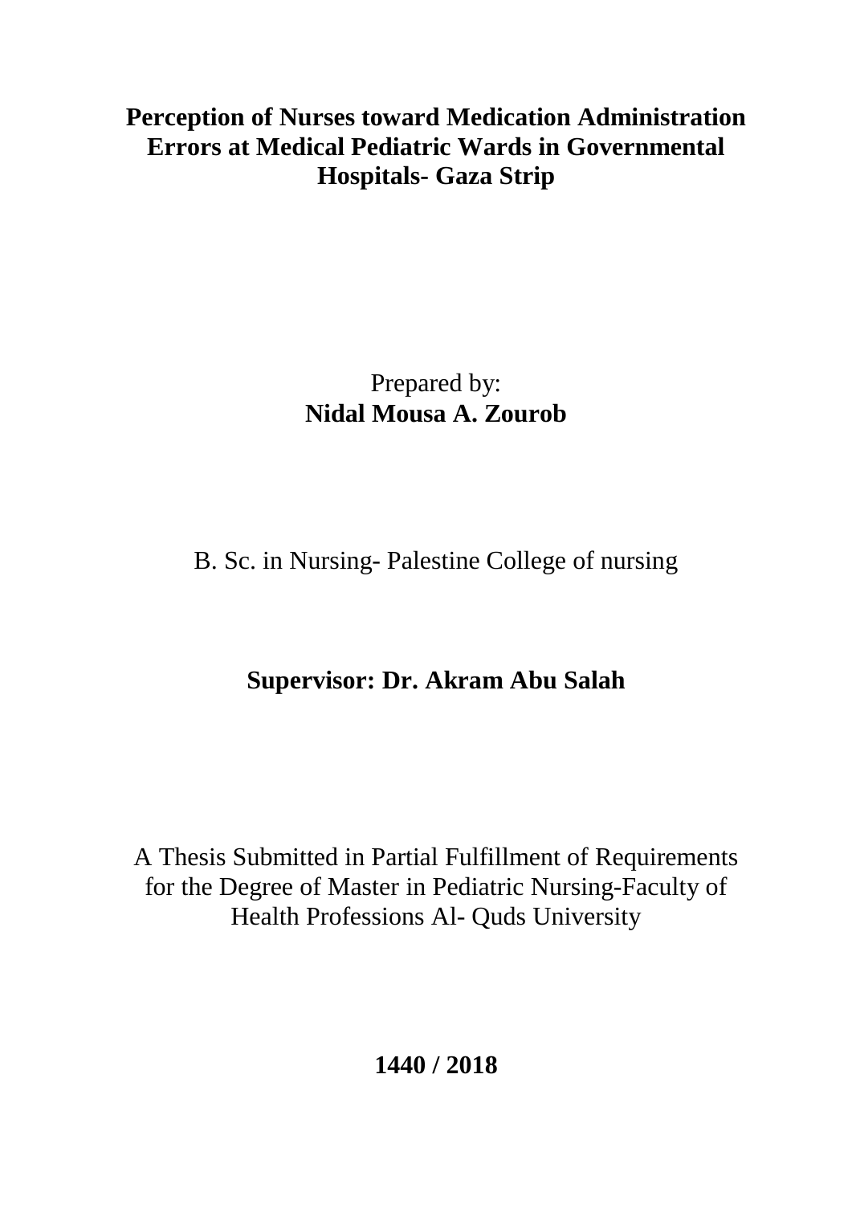# Perception of Nurses toward Medication Administration Errors at Medical Pediatric Wards in Governmental Hospitals- Gaza Strip

Prepared by:
**Nidal Mousa A. Zourob**

B. Sc. in Nursing- Palestine College of nursing

**Supervisor: Dr. Akram Abu Salah**

A Thesis Submitted in Partial Fulfillment of Requirements for the Degree of Master in Pediatric Nursing-Faculty of Health Professions Al- Quds University

**1440 / 2018**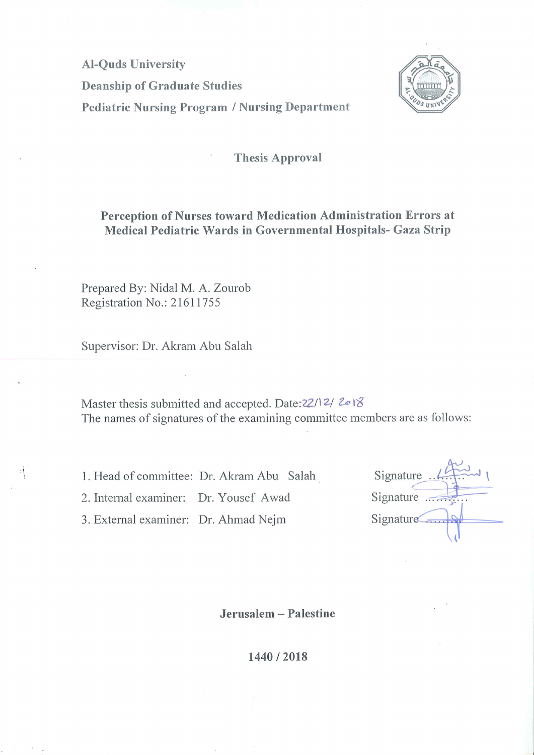**Al-Quds University**
**Deanship of Graduate Studies**
**Pediatric Nursing Program / Nursing Department**

## Thesis Approval

## Perception of Nurses toward Medication Administration Errors at Medical Pediatric Wards in Governmental Hospitals- Gaza Strip

Prepared By: Nidal M. A. Zourob
Registration No.: 21611755

Supervisor: Dr. Akram Abu Salah

Master thesis submitted and accepted. Date: 22/12/2018
The names of signatures of the examining committee members are as follows:

1. Head of committee: Dr. Akram Abu Salah — Signature ..........
2. Internal examiner: Dr. Yousef Awad — Signature ..........
3. External examiner: Dr. Ahmad Nejm — Signature ..........

**Jerusalem – Palestine**

**1440 / 2018**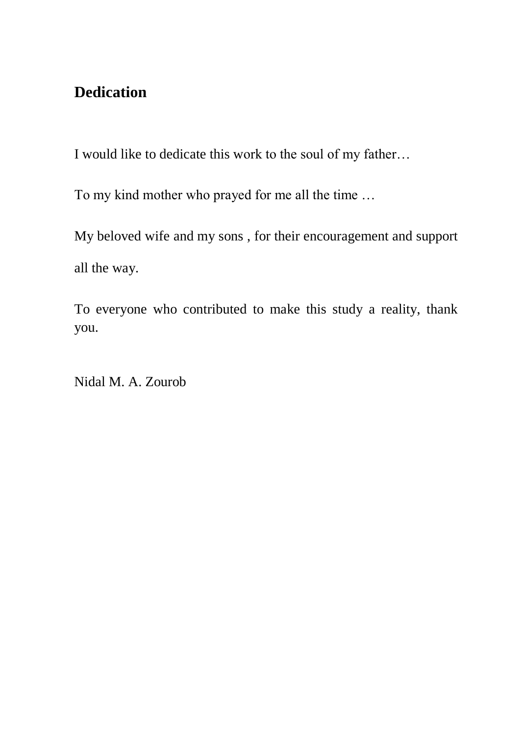# Dedication

I would like to dedicate this work to the soul of my father…

To my kind mother who prayed for me all the time …

My beloved wife and my sons , for their encouragement and support all the way.

To everyone who contributed to make this study a reality, thank you.

Nidal M. A. Zourob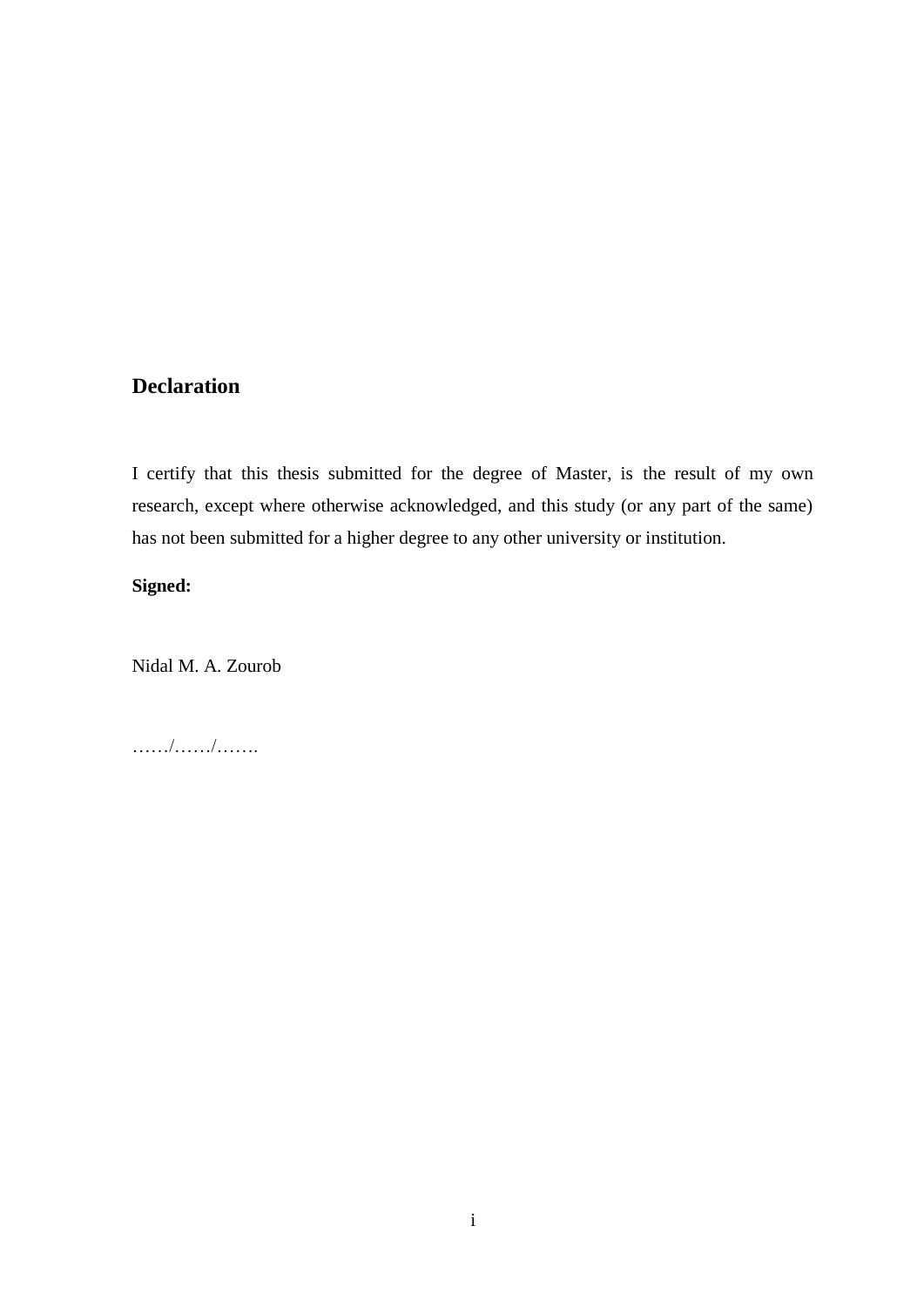## Declaration

I certify that this thesis submitted for the degree of Master, is the result of my own research, except where otherwise acknowledged, and this study (or any part of the same) has not been submitted for a higher degree to any other university or institution.

**Signed:**

Nidal M. A. Zourob

……/……/…….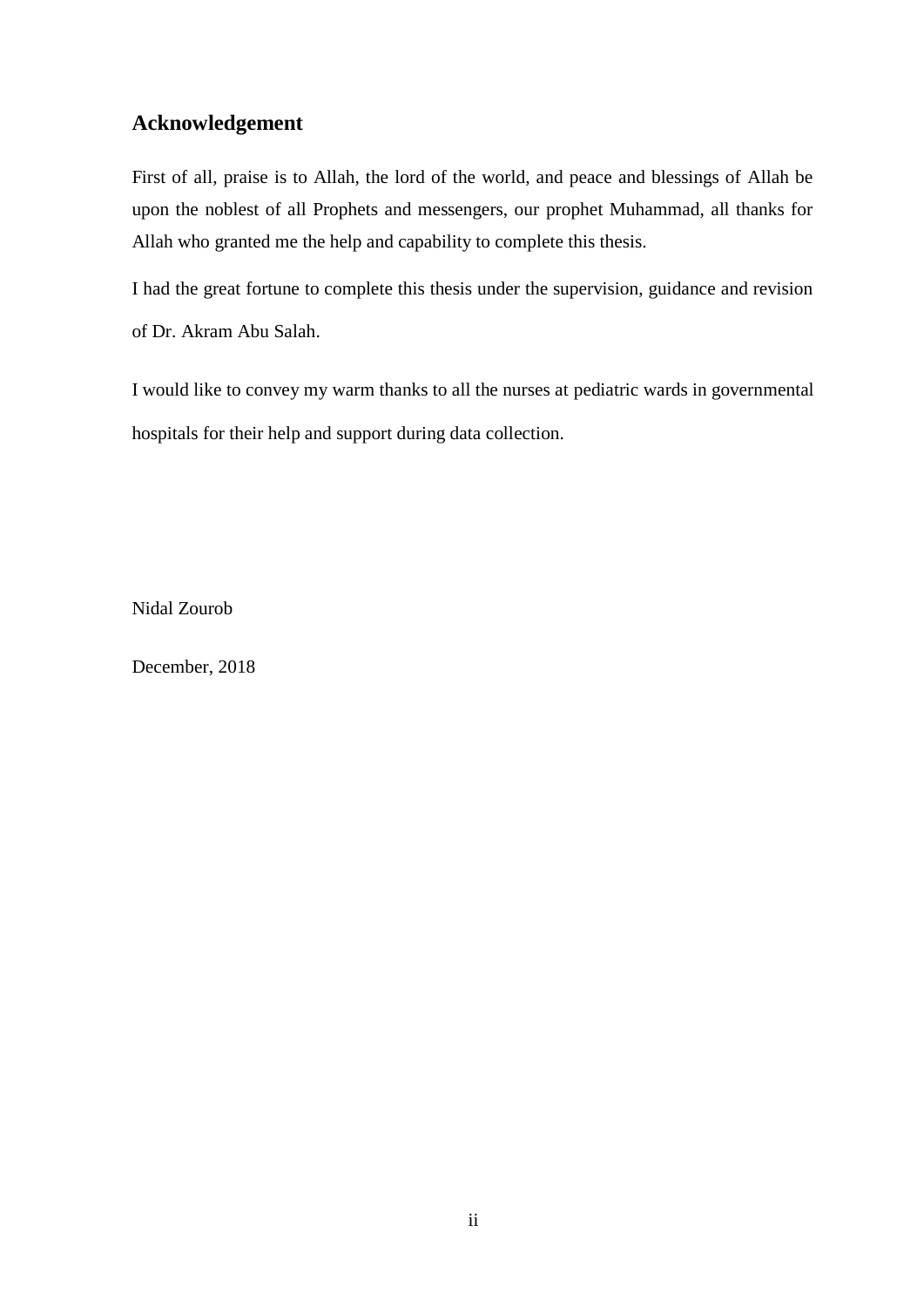## Acknowledgement

First of all, praise is to Allah, the lord of the world, and peace and blessings of Allah be upon the noblest of all Prophets and messengers, our prophet Muhammad, all thanks for Allah who granted me the help and capability to complete this thesis.

I had the great fortune to complete this thesis under the supervision, guidance and revision of Dr. Akram Abu Salah.

I would like to convey my warm thanks to all the nurses at pediatric wards in governmental hospitals for their help and support during data collection.

Nidal Zourob

December, 2018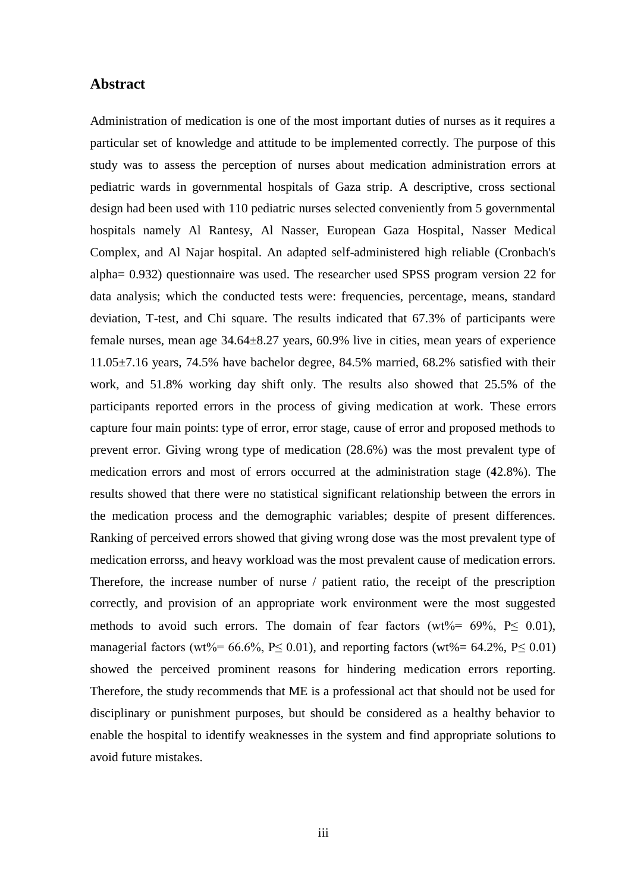## Abstract

Administration of medication is one of the most important duties of nurses as it requires a particular set of knowledge and attitude to be implemented correctly. The purpose of this study was to assess the perception of nurses about medication administration errors at pediatric wards in governmental hospitals of Gaza strip. A descriptive, cross sectional design had been used with 110 pediatric nurses selected conveniently from 5 governmental hospitals namely Al Rantesy, Al Nasser, European Gaza Hospital, Nasser Medical Complex, and Al Najar hospital. An adapted self-administered high reliable (Cronbach's alpha= 0.932) questionnaire was used. The researcher used SPSS program version 22 for data analysis; which the conducted tests were: frequencies, percentage, means, standard deviation, T-test, and Chi square. The results indicated that 67.3% of participants were female nurses, mean age 34.64±8.27 years, 60.9% live in cities, mean years of experience 11.05±7.16 years, 74.5% have bachelor degree, 84.5% married, 68.2% satisfied with their work, and 51.8% working day shift only. The results also showed that 25.5% of the participants reported errors in the process of giving medication at work. These errors capture four main points: type of error, error stage, cause of error and proposed methods to prevent error. Giving wrong type of medication (28.6%) was the most prevalent type of medication errors and most of errors occurred at the administration stage (**4**2.8%). The results showed that there were no statistical significant relationship between the errors in the medication process and the demographic variables; despite of present differences. Ranking of perceived errors showed that giving wrong dose was the most prevalent type of medication errorss, and heavy workload was the most prevalent cause of medication errors. Therefore, the increase number of nurse / patient ratio, the receipt of the prescription correctly, and provision of an appropriate work environment were the most suggested methods to avoid such errors. The domain of fear factors (wt%= 69%, $P \leq 0.01$), managerial factors (wt%= 66.6%, $P \leq 0.01$), and reporting factors (wt%= 64.2%, $P \leq 0.01$) showed the perceived prominent reasons for hindering medication errors reporting. Therefore, the study recommends that ME is a professional act that should not be used for disciplinary or punishment purposes, but should be considered as a healthy behavior to enable the hospital to identify weaknesses in the system and find appropriate solutions to avoid future mistakes.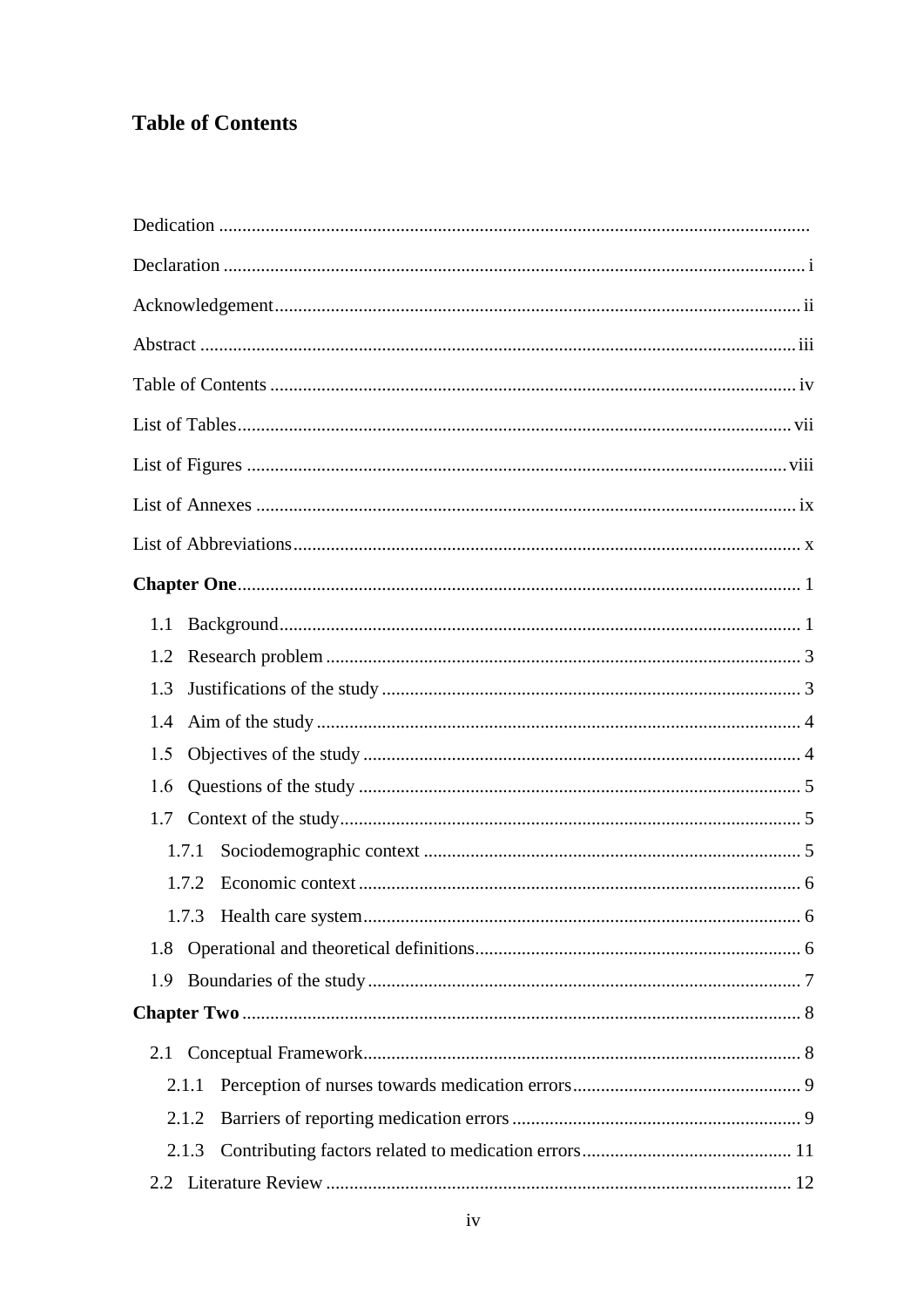# Table of Contents

Dedication

Declaration ........ i

Acknowledgement ........ ii

Abstract ........ iii

Table of Contents ........ iv

List of Tables ........ vii

List of Figures ........ viii

List of Annexes ........ ix

List of Abbreviations ........ x

**Chapter One** ........ 1

- 1.1 Background ........ 1
- 1.2 Research problem ........ 3
- 1.3 Justifications of the study ........ 3
- 1.4 Aim of the study ........ 4
- 1.5 Objectives of the study ........ 4
- 1.6 Questions of the study ........ 5
- 1.7 Context of the study ........ 5
  - 1.7.1 Sociodemographic context ........ 5
  - 1.7.2 Economic context ........ 6
  - 1.7.3 Health care system ........ 6
- 1.8 Operational and theoretical definitions ........ 6
- 1.9 Boundaries of the study ........ 7

**Chapter Two** ........ 8

- 2.1 Conceptual Framework ........ 8
  - 2.1.1 Perception of nurses towards medication errors ........ 9
  - 2.1.2 Barriers of reporting medication errors ........ 9
  - 2.1.3 Contributing factors related to medication errors ........ 11
- 2.2 Literature Review ........ 12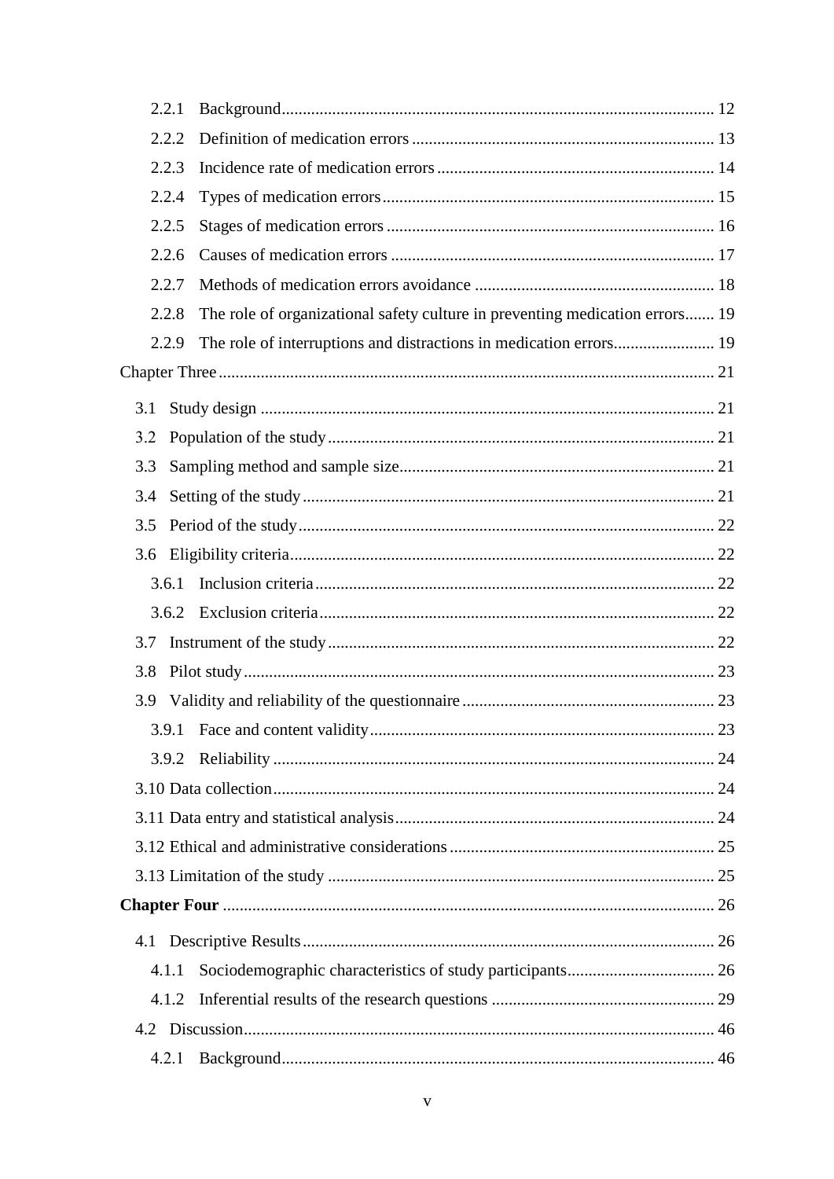2.2.1 Background ..... 12

2.2.2 Definition of medication errors ..... 13

2.2.3 Incidence rate of medication errors ..... 14

2.2.4 Types of medication errors ..... 15

2.2.5 Stages of medication errors ..... 16

2.2.6 Causes of medication errors ..... 17

2.2.7 Methods of medication errors avoidance ..... 18

2.2.8 The role of organizational safety culture in preventing medication errors ..... 19

2.2.9 The role of interruptions and distractions in medication errors ..... 19

Chapter Three ..... 21

3.1 Study design ..... 21

3.2 Population of the study ..... 21

3.3 Sampling method and sample size ..... 21

3.4 Setting of the study ..... 21

3.5 Period of the study ..... 22

3.6 Eligibility criteria ..... 22

3.6.1 Inclusion criteria ..... 22

3.6.2 Exclusion criteria ..... 22

3.7 Instrument of the study ..... 22

3.8 Pilot study ..... 23

3.9 Validity and reliability of the questionnaire ..... 23

3.9.1 Face and content validity ..... 23

3.9.2 Reliability ..... 24

3.10 Data collection ..... 24

3.11 Data entry and statistical analysis ..... 24

3.12 Ethical and administrative considerations ..... 25

3.13 Limitation of the study ..... 25

**Chapter Four** ..... 26

4.1 Descriptive Results ..... 26

4.1.1 Sociodemographic characteristics of study participants ..... 26

4.1.2 Inferential results of the research questions ..... 29

4.2 Discussion ..... 46

4.2.1 Background ..... 46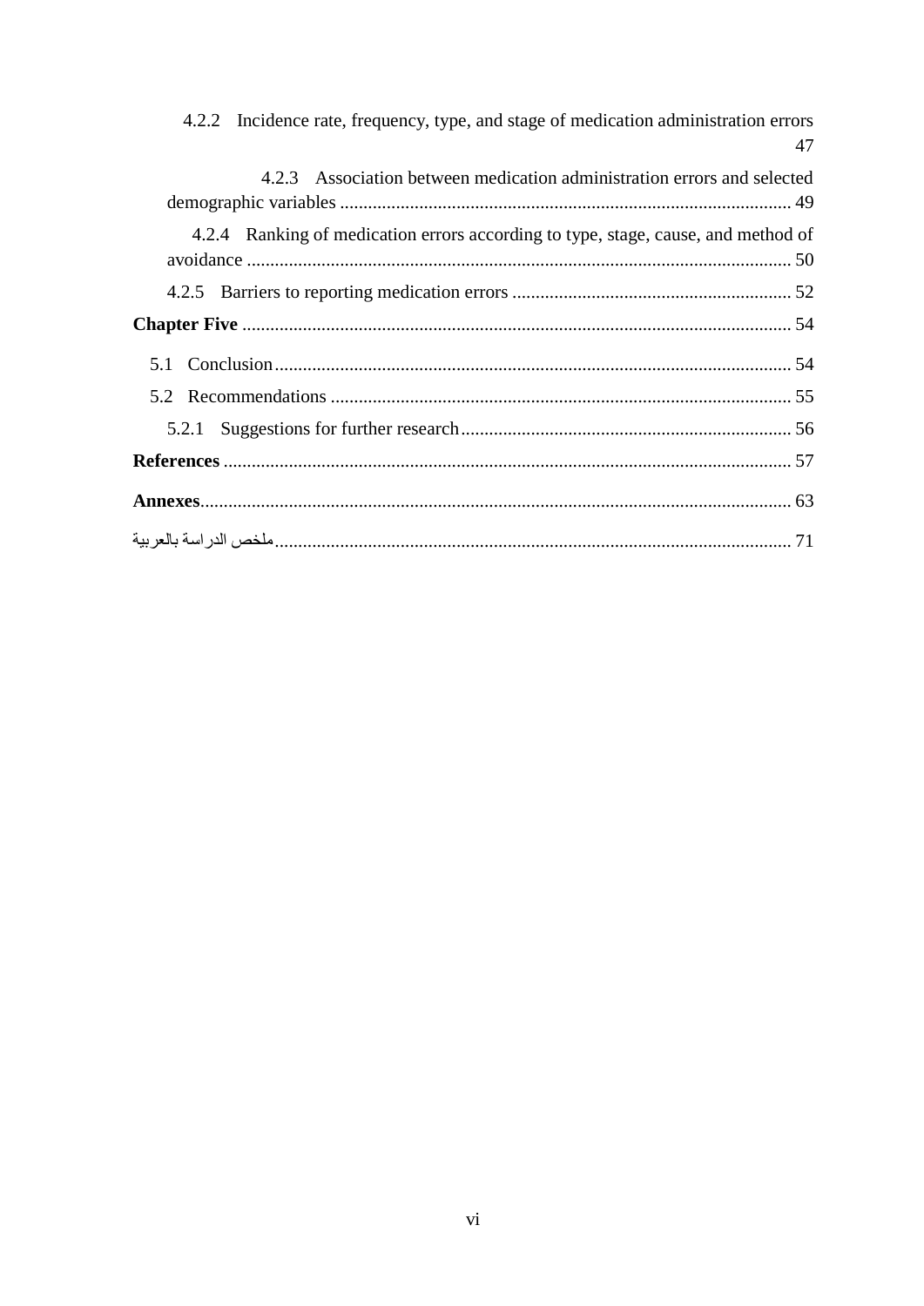4.2.2 Incidence rate, frequency, type, and stage of medication administration errors 47

4.2.3 Association between medication administration errors and selected demographic variables ........ 49

4.2.4 Ranking of medication errors according to type, stage, cause, and method of avoidance ........ 50

4.2.5 Barriers to reporting medication errors ........ 52

**Chapter Five** ........ 54

5.1 Conclusion ........ 54

5.2 Recommendations ........ 55

5.2.1 Suggestions for further research ........ 56

**References** ........ 57

**Annexes** ........ 63

ملخص الدراسة بالعربية ........ 71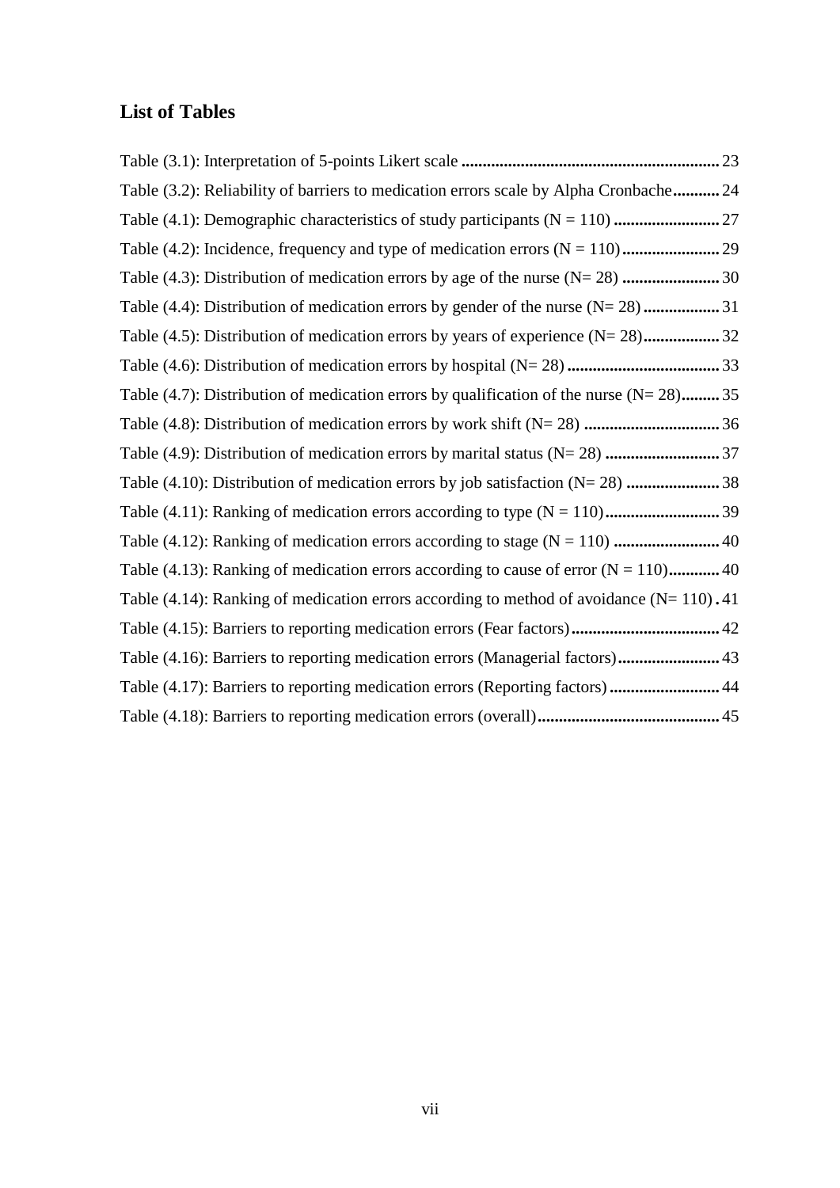## List of Tables

Table (3.1): Interpretation of 5-points Likert scale ............................................................ 23

Table (3.2): Reliability of barriers to medication errors scale by Alpha Cronbache........... 24

Table (4.1): Demographic characteristics of study participants (N = 110) ......................... 27

Table (4.2): Incidence, frequency and type of medication errors (N = 110)....................... 29

Table (4.3): Distribution of medication errors by age of the nurse (N= 28) ....................... 30

Table (4.4): Distribution of medication errors by gender of the nurse (N= 28) .................. 31

Table (4.5): Distribution of medication errors by years of experience (N= 28).................. 32

Table (4.6): Distribution of medication errors by hospital (N= 28) .................................... 33

Table (4.7): Distribution of medication errors by qualification of the nurse (N= 28)......... 35

Table (4.8): Distribution of medication errors by work shift (N= 28) ................................ 36

Table (4.9): Distribution of medication errors by marital status (N= 28) ........................... 37

Table (4.10): Distribution of medication errors by job satisfaction (N= 28) ...................... 38

Table (4.11): Ranking of medication errors according to type (N = 110)........................... 39

Table (4.12): Ranking of medication errors according to stage (N = 110) ......................... 40

Table (4.13): Ranking of medication errors according to cause of error (N = 110)............ 40

Table (4.14): Ranking of medication errors according to method of avoidance (N= 110) . 41

Table (4.15): Barriers to reporting medication errors (Fear factors)................................... 42

Table (4.16): Barriers to reporting medication errors (Managerial factors)........................ 43

Table (4.17): Barriers to reporting medication errors (Reporting factors).......................... 44

Table (4.18): Barriers to reporting medication errors (overall)........................................... 45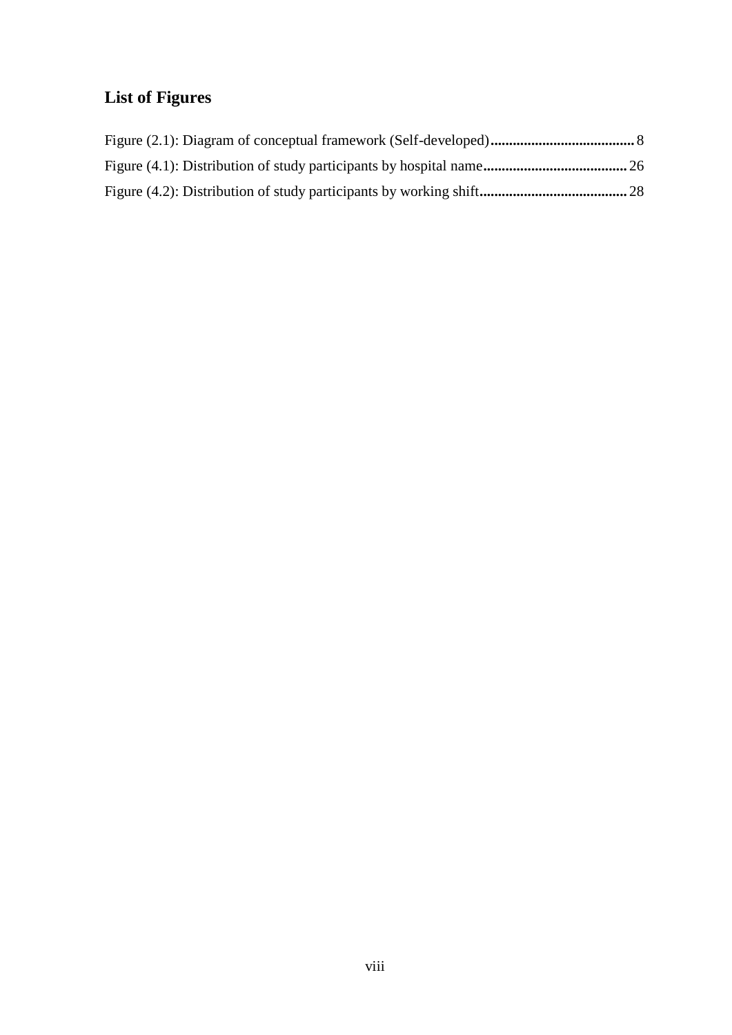## List of Figures

Figure (2.1): Diagram of conceptual framework (Self-developed)....................................... 8

Figure (4.1): Distribution of study participants by hospital name....................................... 26

Figure (4.2): Distribution of study participants by working shift....................................... 28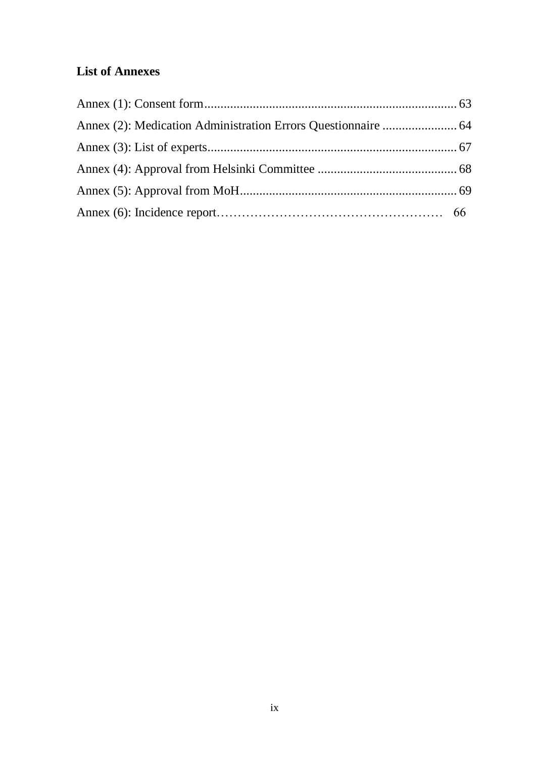## List of Annexes

Annex (1): Consent form........................................................................... 63

Annex (2): Medication Administration Errors Questionnaire ....................... 64

Annex (3): List of experts........................................................................... 67

Annex (4): Approval from Helsinki Committee ........................................... 68

Annex (5): Approval from MoH.................................................................. 69

Annex (6): Incidence report……………………………………………… 66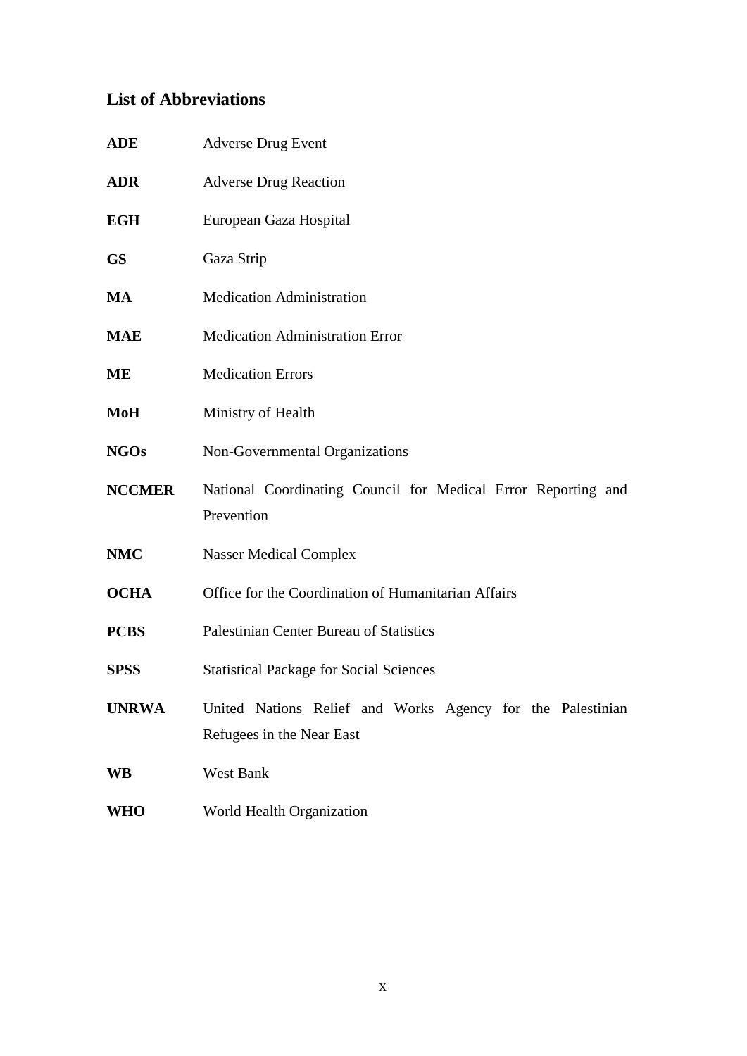## List of Abbreviations

| | |
|---|---|
| **ADE** | Adverse Drug Event |
| **ADR** | Adverse Drug Reaction |
| **EGH** | European Gaza Hospital |
| **GS** | Gaza Strip |
| **MA** | Medication Administration |
| **MAE** | Medication Administration Error |
| **ME** | Medication Errors |
| **MoH** | Ministry of Health |
| **NGOs** | Non-Governmental Organizations |
| **NCCMER** | National Coordinating Council for Medical Error Reporting and Prevention |
| **NMC** | Nasser Medical Complex |
| **OCHA** | Office for the Coordination of Humanitarian Affairs |
| **PCBS** | Palestinian Center Bureau of Statistics |
| **SPSS** | Statistical Package for Social Sciences |
| **UNRWA** | United Nations Relief and Works Agency for the Palestinian Refugees in the Near East |
| **WB** | West Bank |
| **WHO** | World Health Organization |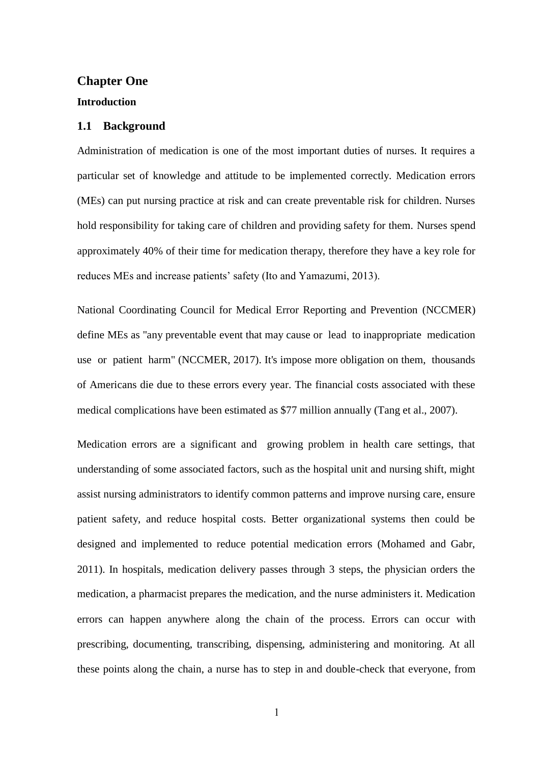# Chapter One

### Introduction

## 1.1 Background

Administration of medication is one of the most important duties of nurses. It requires a particular set of knowledge and attitude to be implemented correctly. Medication errors (MEs) can put nursing practice at risk and can create preventable risk for children. Nurses hold responsibility for taking care of children and providing safety for them. Nurses spend approximately 40% of their time for medication therapy, therefore they have a key role for reduces MEs and increase patients' safety (Ito and Yamazumi, 2013).

National Coordinating Council for Medical Error Reporting and Prevention (NCCMER) define MEs as "any preventable event that may cause or lead to inappropriate medication use or patient harm" (NCCMER, 2017). It's impose more obligation on them, thousands of Americans die due to these errors every year. The financial costs associated with these medical complications have been estimated as $77 million annually (Tang et al., 2007).

Medication errors are a significant and growing problem in health care settings, that understanding of some associated factors, such as the hospital unit and nursing shift, might assist nursing administrators to identify common patterns and improve nursing care, ensure patient safety, and reduce hospital costs. Better organizational systems then could be designed and implemented to reduce potential medication errors (Mohamed and Gabr, 2011). In hospitals, medication delivery passes through 3 steps, the physician orders the medication, a pharmacist prepares the medication, and the nurse administers it. Medication errors can happen anywhere along the chain of the process. Errors can occur with prescribing, documenting, transcribing, dispensing, administering and monitoring. At all these points along the chain, a nurse has to step in and double-check that everyone, from